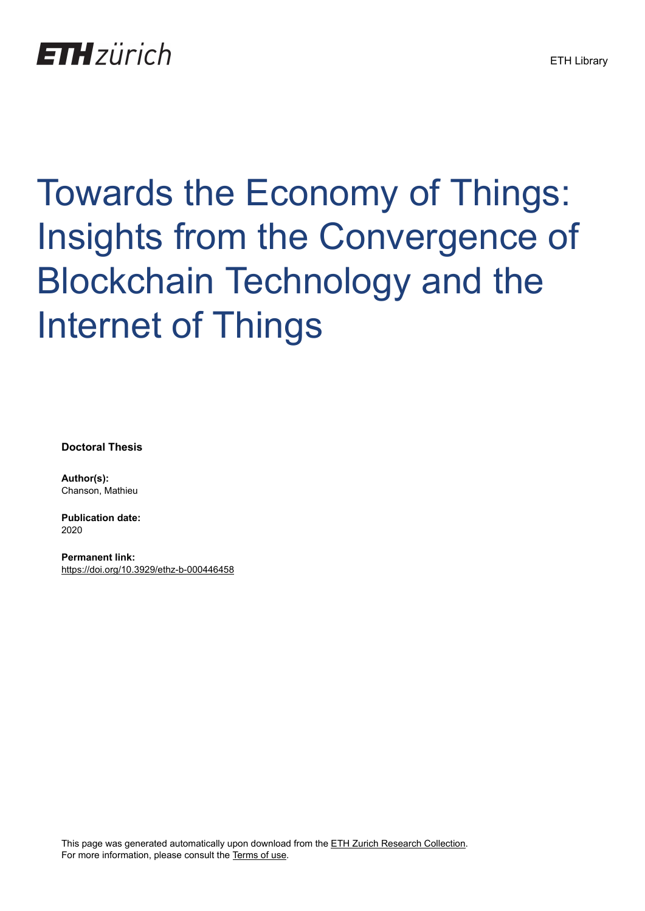# Towards the Economy of Things: Insights from the Convergence of Blockchain Technology and the Internet of Things

**Doctoral Thesis**

**Author(s):**
Chanson, Mathieu

**Publication date:**
2020

**Permanent link:**
https://doi.org/10.3929/ethz-b-000446458

This page was generated automatically upon download from the ETH Zurich Research Collection.
For more information, please consult the Terms of use.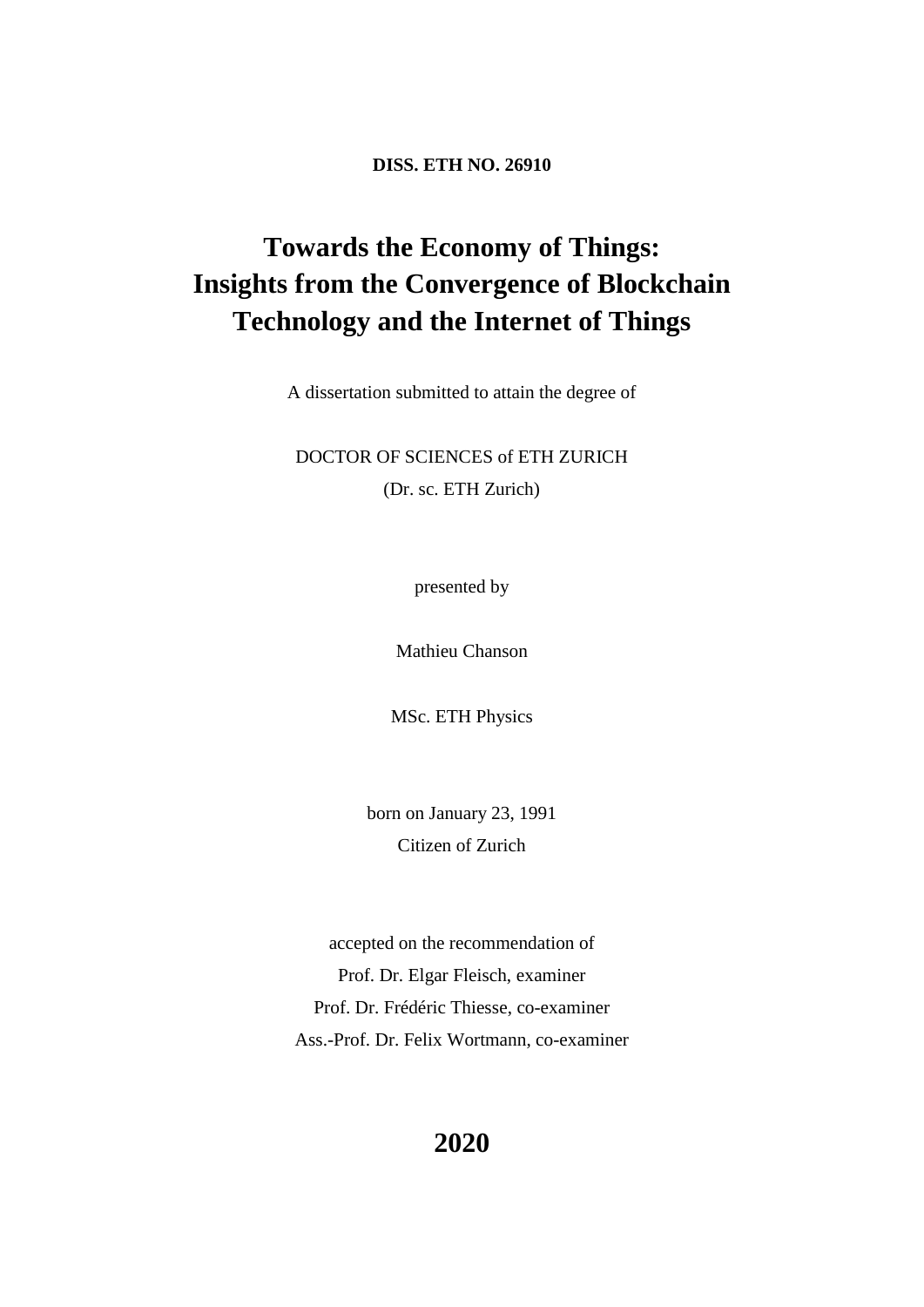**DISS. ETH NO. 26910**

# Towards the Economy of Things: Insights from the Convergence of Blockchain Technology and the Internet of Things

A dissertation submitted to attain the degree of

DOCTOR OF SCIENCES of ETH ZURICH

(Dr. sc. ETH Zurich)

presented by

Mathieu Chanson

MSc. ETH Physics

born on January 23, 1991

Citizen of Zurich

accepted on the recommendation of

Prof. Dr. Elgar Fleisch, examiner

Prof. Dr. Frédéric Thiesse, co-examiner

Ass.-Prof. Dr. Felix Wortmann, co-examiner

**2020**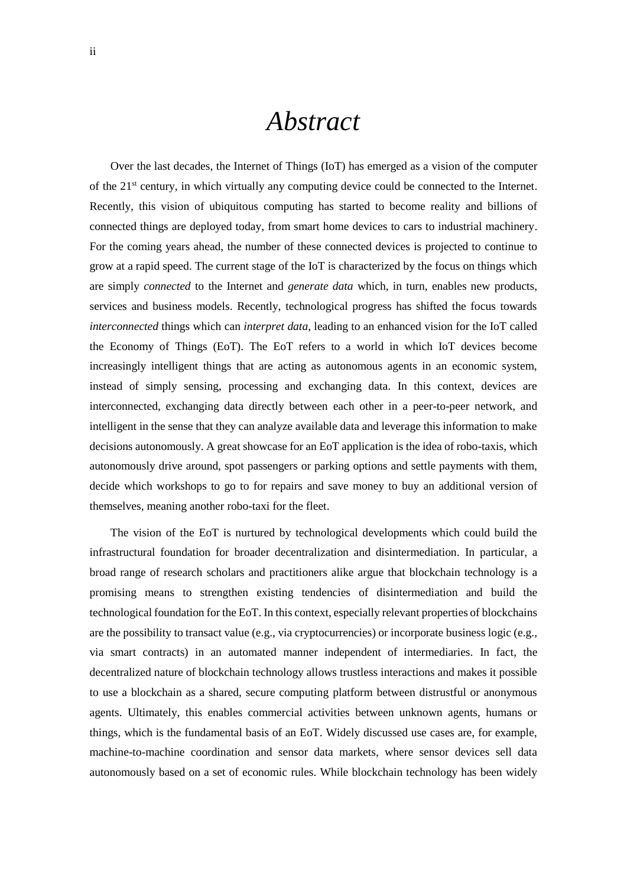# *Abstract*

Over the last decades, the Internet of Things (IoT) has emerged as a vision of the computer of the 21st century, in which virtually any computing device could be connected to the Internet. Recently, this vision of ubiquitous computing has started to become reality and billions of connected things are deployed today, from smart home devices to cars to industrial machinery. For the coming years ahead, the number of these connected devices is projected to continue to grow at a rapid speed. The current stage of the IoT is characterized by the focus on things which are simply *connected* to the Internet and *generate data* which, in turn, enables new products, services and business models. Recently, technological progress has shifted the focus towards *interconnected* things which can *interpret data*, leading to an enhanced vision for the IoT called the Economy of Things (EoT). The EoT refers to a world in which IoT devices become increasingly intelligent things that are acting as autonomous agents in an economic system, instead of simply sensing, processing and exchanging data. In this context, devices are interconnected, exchanging data directly between each other in a peer-to-peer network, and intelligent in the sense that they can analyze available data and leverage this information to make decisions autonomously. A great showcase for an EoT application is the idea of robo-taxis, which autonomously drive around, spot passengers or parking options and settle payments with them, decide which workshops to go to for repairs and save money to buy an additional version of themselves, meaning another robo-taxi for the fleet.

The vision of the EoT is nurtured by technological developments which could build the infrastructural foundation for broader decentralization and disintermediation. In particular, a broad range of research scholars and practitioners alike argue that blockchain technology is a promising means to strengthen existing tendencies of disintermediation and build the technological foundation for the EoT. In this context, especially relevant properties of blockchains are the possibility to transact value (e.g., via cryptocurrencies) or incorporate business logic (e.g., via smart contracts) in an automated manner independent of intermediaries. In fact, the decentralized nature of blockchain technology allows trustless interactions and makes it possible to use a blockchain as a shared, secure computing platform between distrustful or anonymous agents. Ultimately, this enables commercial activities between unknown agents, humans or things, which is the fundamental basis of an EoT. Widely discussed use cases are, for example, machine-to-machine coordination and sensor data markets, where sensor devices sell data autonomously based on a set of economic rules. While blockchain technology has been widely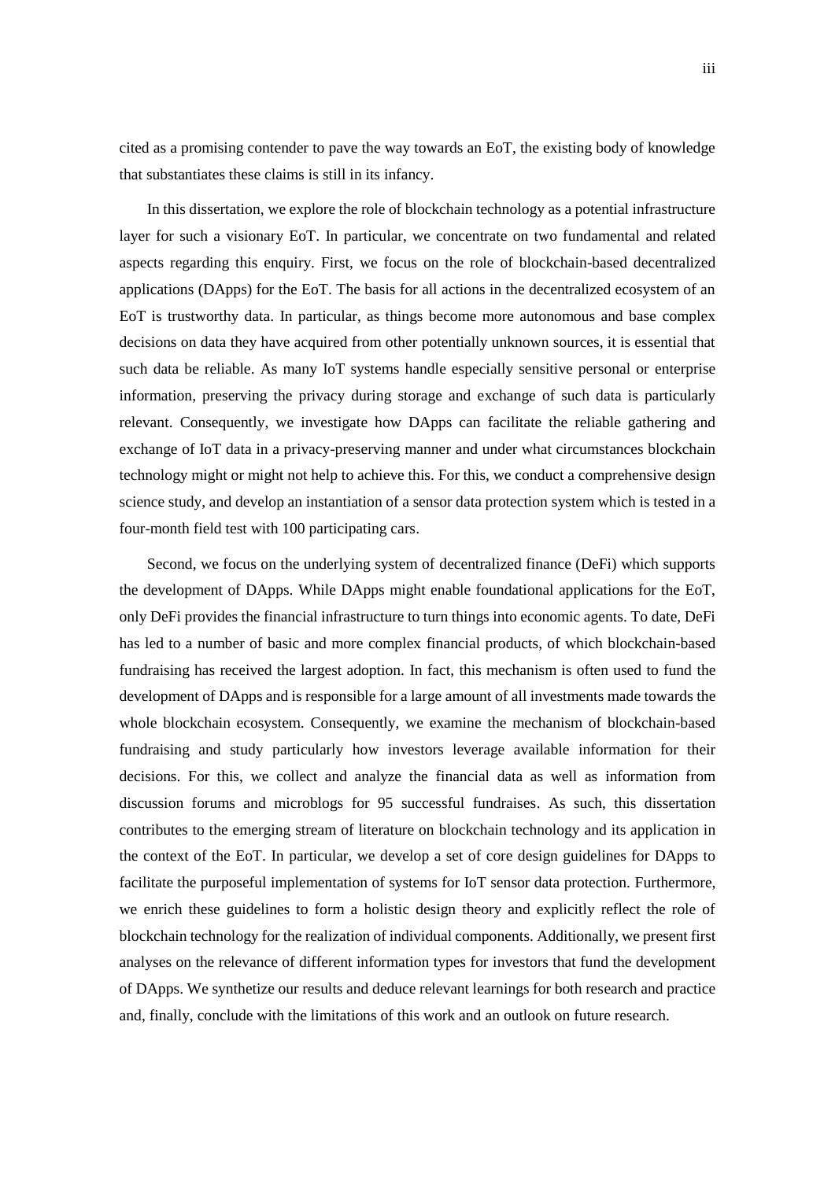cited as a promising contender to pave the way towards an EoT, the existing body of knowledge that substantiates these claims is still in its infancy.

In this dissertation, we explore the role of blockchain technology as a potential infrastructure layer for such a visionary EoT. In particular, we concentrate on two fundamental and related aspects regarding this enquiry. First, we focus on the role of blockchain-based decentralized applications (DApps) for the EoT. The basis for all actions in the decentralized ecosystem of an EoT is trustworthy data. In particular, as things become more autonomous and base complex decisions on data they have acquired from other potentially unknown sources, it is essential that such data be reliable. As many IoT systems handle especially sensitive personal or enterprise information, preserving the privacy during storage and exchange of such data is particularly relevant. Consequently, we investigate how DApps can facilitate the reliable gathering and exchange of IoT data in a privacy-preserving manner and under what circumstances blockchain technology might or might not help to achieve this. For this, we conduct a comprehensive design science study, and develop an instantiation of a sensor data protection system which is tested in a four-month field test with 100 participating cars.

Second, we focus on the underlying system of decentralized finance (DeFi) which supports the development of DApps. While DApps might enable foundational applications for the EoT, only DeFi provides the financial infrastructure to turn things into economic agents. To date, DeFi has led to a number of basic and more complex financial products, of which blockchain-based fundraising has received the largest adoption. In fact, this mechanism is often used to fund the development of DApps and is responsible for a large amount of all investments made towards the whole blockchain ecosystem. Consequently, we examine the mechanism of blockchain-based fundraising and study particularly how investors leverage available information for their decisions. For this, we collect and analyze the financial data as well as information from discussion forums and microblogs for 95 successful fundraises. As such, this dissertation contributes to the emerging stream of literature on blockchain technology and its application in the context of the EoT. In particular, we develop a set of core design guidelines for DApps to facilitate the purposeful implementation of systems for IoT sensor data protection. Furthermore, we enrich these guidelines to form a holistic design theory and explicitly reflect the role of blockchain technology for the realization of individual components. Additionally, we present first analyses on the relevance of different information types for investors that fund the development of DApps. We synthetize our results and deduce relevant learnings for both research and practice and, finally, conclude with the limitations of this work and an outlook on future research.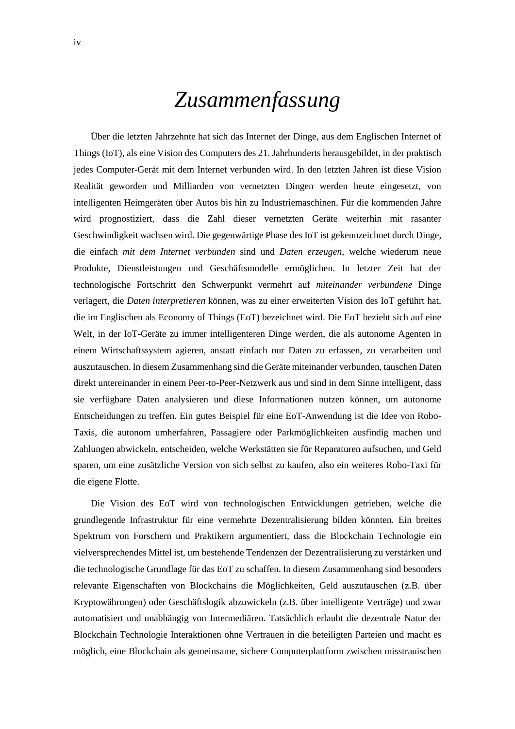# *Zusammenfassung*

Über die letzten Jahrzehnte hat sich das Internet der Dinge, aus dem Englischen Internet of Things (IoT), als eine Vision des Computers des 21. Jahrhunderts herausgebildet, in der praktisch jedes Computer-Gerät mit dem Internet verbunden wird. In den letzten Jahren ist diese Vision Realität geworden und Milliarden von vernetzten Dingen werden heute eingesetzt, von intelligenten Heimgeräten über Autos bis hin zu Industriemaschinen. Für die kommenden Jahre wird prognostiziert, dass die Zahl dieser vernetzten Geräte weiterhin mit rasanter Geschwindigkeit wachsen wird. Die gegenwärtige Phase des IoT ist gekennzeichnet durch Dinge, die einfach *mit dem Internet verbunden* sind und *Daten erzeugen*, welche wiederum neue Produkte, Dienstleistungen und Geschäftsmodelle ermöglichen. In letzter Zeit hat der technologische Fortschritt den Schwerpunkt vermehrt auf *miteinander verbundene* Dinge verlagert, die *Daten interpretieren* können, was zu einer erweiterten Vision des IoT geführt hat, die im Englischen als Economy of Things (EoT) bezeichnet wird. Die EoT bezieht sich auf eine Welt, in der IoT-Geräte zu immer intelligenteren Dinge werden, die als autonome Agenten in einem Wirtschaftssystem agieren, anstatt einfach nur Daten zu erfassen, zu verarbeiten und auszutauschen. In diesem Zusammenhang sind die Geräte miteinander verbunden, tauschen Daten direkt untereinander in einem Peer-to-Peer-Netzwerk aus und sind in dem Sinne intelligent, dass sie verfügbare Daten analysieren und diese Informationen nutzen können, um autonome Entscheidungen zu treffen. Ein gutes Beispiel für eine EoT-Anwendung ist die Idee von Robo-Taxis, die autonom umherfahren, Passagiere oder Parkmöglichkeiten ausfindig machen und Zahlungen abwickeln, entscheiden, welche Werkstätten sie für Reparaturen aufsuchen, und Geld sparen, um eine zusätzliche Version von sich selbst zu kaufen, also ein weiteres Robo-Taxi für die eigene Flotte.

Die Vision des EoT wird von technologischen Entwicklungen getrieben, welche die grundlegende Infrastruktur für eine vermehrte Dezentralisierung bilden könnten. Ein breites Spektrum von Forschern und Praktikern argumentiert, dass die Blockchain Technologie ein vielversprechendes Mittel ist, um bestehende Tendenzen der Dezentralisierung zu verstärken und die technologische Grundlage für das EoT zu schaffen. In diesem Zusammenhang sind besonders relevante Eigenschaften von Blockchains die Möglichkeiten, Geld auszutauschen (z.B. über Kryptowährungen) oder Geschäftslogik abzuwickeln (z.B. über intelligente Verträge) und zwar automatisiert und unabhängig von Intermediären. Tatsächlich erlaubt die dezentrale Natur der Blockchain Technologie Interaktionen ohne Vertrauen in die beteiligten Parteien und macht es möglich, eine Blockchain als gemeinsame, sichere Computerplattform zwischen misstrauischen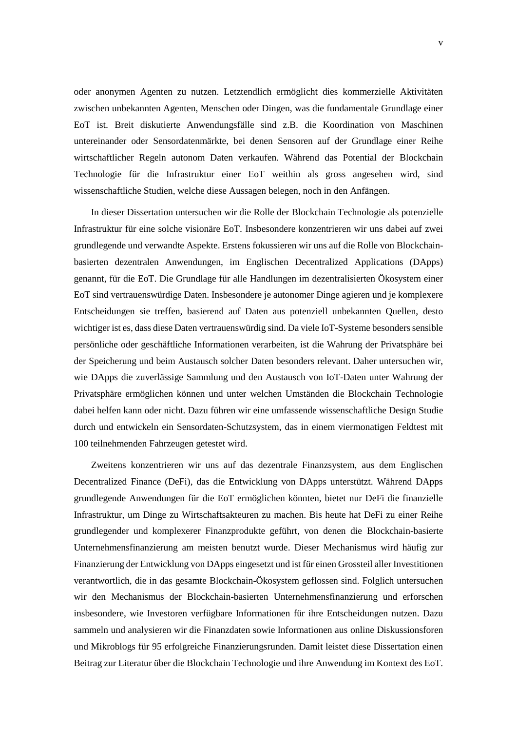oder anonymen Agenten zu nutzen. Letztendlich ermöglicht dies kommerzielle Aktivitäten zwischen unbekannten Agenten, Menschen oder Dingen, was die fundamentale Grundlage einer EoT ist. Breit diskutierte Anwendungsfälle sind z.B. die Koordination von Maschinen untereinander oder Sensordatenmärkte, bei denen Sensoren auf der Grundlage einer Reihe wirtschaftlicher Regeln autonom Daten verkaufen. Während das Potential der Blockchain Technologie für die Infrastruktur einer EoT weithin als gross angesehen wird, sind wissenschaftliche Studien, welche diese Aussagen belegen, noch in den Anfängen.

In dieser Dissertation untersuchen wir die Rolle der Blockchain Technologie als potenzielle Infrastruktur für eine solche visionäre EoT. Insbesondere konzentrieren wir uns dabei auf zwei grundlegende und verwandte Aspekte. Erstens fokussieren wir uns auf die Rolle von Blockchain-basierten dezentralen Anwendungen, im Englischen Decentralized Applications (DApps) genannt, für die EoT. Die Grundlage für alle Handlungen im dezentralisierten Ökosystem einer EoT sind vertrauenswürdige Daten. Insbesondere je autonomer Dinge agieren und je komplexere Entscheidungen sie treffen, basierend auf Daten aus potenziell unbekannten Quellen, desto wichtiger ist es, dass diese Daten vertrauenswürdig sind. Da viele IoT-Systeme besonders sensible persönliche oder geschäftliche Informationen verarbeiten, ist die Wahrung der Privatsphäre bei der Speicherung und beim Austausch solcher Daten besonders relevant. Daher untersuchen wir, wie DApps die zuverlässige Sammlung und den Austausch von IoT-Daten unter Wahrung der Privatsphäre ermöglichen können und unter welchen Umständen die Blockchain Technologie dabei helfen kann oder nicht. Dazu führen wir eine umfassende wissenschaftliche Design Studie durch und entwickeln ein Sensordaten-Schutzsystem, das in einem viermonatigen Feldtest mit 100 teilnehmenden Fahrzeugen getestet wird.

Zweitens konzentrieren wir uns auf das dezentrale Finanzsystem, aus dem Englischen Decentralized Finance (DeFi), das die Entwicklung von DApps unterstützt. Während DApps grundlegende Anwendungen für die EoT ermöglichen könnten, bietet nur DeFi die finanzielle Infrastruktur, um Dinge zu Wirtschaftsakteuren zu machen. Bis heute hat DeFi zu einer Reihe grundlegender und komplexerer Finanzprodukte geführt, von denen die Blockchain-basierte Unternehmensfinanzierung am meisten benutzt wurde. Dieser Mechanismus wird häufig zur Finanzierung der Entwicklung von DApps eingesetzt und ist für einen Grossteil aller Investitionen verantwortlich, die in das gesamte Blockchain-Ökosystem geflossen sind. Folglich untersuchen wir den Mechanismus der Blockchain-basierten Unternehmensfinanzierung und erforschen insbesondere, wie Investoren verfügbare Informationen für ihre Entscheidungen nutzen. Dazu sammeln und analysieren wir die Finanzdaten sowie Informationen aus online Diskussionsforen und Mikroblogs für 95 erfolgreiche Finanzierungsrunden. Damit leistet diese Dissertation einen Beitrag zur Literatur über die Blockchain Technologie und ihre Anwendung im Kontext des EoT.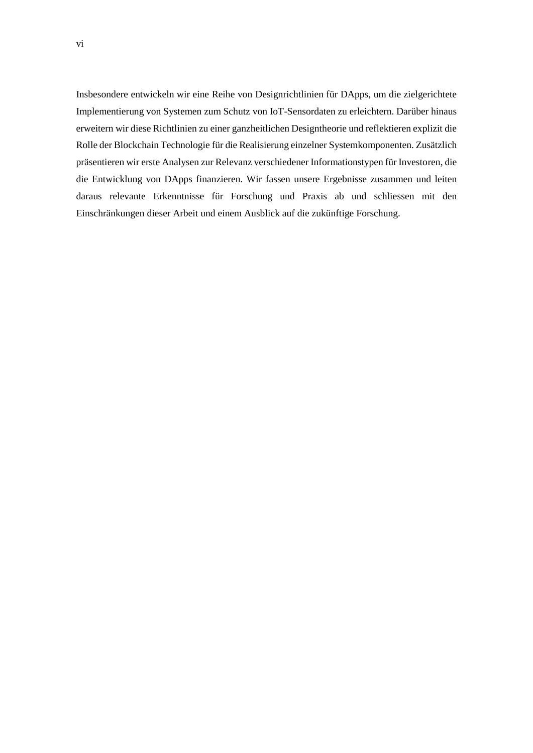Insbesondere entwickeln wir eine Reihe von Designrichtlinien für DApps, um die zielgerichtete Implementierung von Systemen zum Schutz von IoT-Sensordaten zu erleichtern. Darüber hinaus erweitern wir diese Richtlinien zu einer ganzheitlichen Designtheorie und reflektieren explizit die Rolle der Blockchain Technologie für die Realisierung einzelner Systemkomponenten. Zusätzlich präsentieren wir erste Analysen zur Relevanz verschiedener Informationstypen für Investoren, die die Entwicklung von DApps finanzieren. Wir fassen unsere Ergebnisse zusammen und leiten daraus relevante Erkenntnisse für Forschung und Praxis ab und schliessen mit den Einschränkungen dieser Arbeit und einem Ausblick auf die zukünftige Forschung.